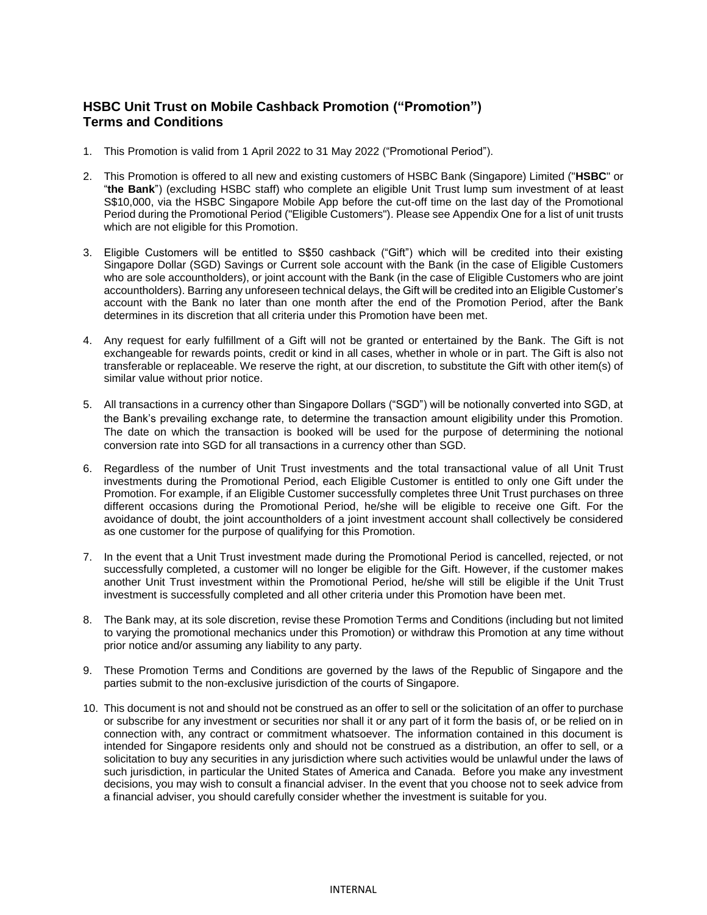## HSBC Unit Trust on Mobile Cashback Promotion ("Promotion")
## Terms and Conditions

1. This Promotion is valid from 1 April 2022 to 31 May 2022 ("Promotional Period").

2. This Promotion is offered to all new and existing customers of HSBC Bank (Singapore) Limited ("**HSBC**" or "**the Bank**") (excluding HSBC staff) who complete an eligible Unit Trust lump sum investment of at least S$10,000, via the HSBC Singapore Mobile App before the cut-off time on the last day of the Promotional Period during the Promotional Period ("Eligible Customers"). Please see Appendix One for a list of unit trusts which are not eligible for this Promotion.

3. Eligible Customers will be entitled to S$50 cashback ("Gift") which will be credited into their existing Singapore Dollar (SGD) Savings or Current sole account with the Bank (in the case of Eligible Customers who are sole accountholders), or joint account with the Bank (in the case of Eligible Customers who are joint accountholders). Barring any unforeseen technical delays, the Gift will be credited into an Eligible Customer's account with the Bank no later than one month after the end of the Promotion Period, after the Bank determines in its discretion that all criteria under this Promotion have been met.

4. Any request for early fulfillment of a Gift will not be granted or entertained by the Bank. The Gift is not exchangeable for rewards points, credit or kind in all cases, whether in whole or in part. The Gift is also not transferable or replaceable. We reserve the right, at our discretion, to substitute the Gift with other item(s) of similar value without prior notice.

5. All transactions in a currency other than Singapore Dollars ("SGD") will be notionally converted into SGD, at the Bank's prevailing exchange rate, to determine the transaction amount eligibility under this Promotion. The date on which the transaction is booked will be used for the purpose of determining the notional conversion rate into SGD for all transactions in a currency other than SGD.

6. Regardless of the number of Unit Trust investments and the total transactional value of all Unit Trust investments during the Promotional Period, each Eligible Customer is entitled to only one Gift under the Promotion. For example, if an Eligible Customer successfully completes three Unit Trust purchases on three different occasions during the Promotional Period, he/she will be eligible to receive one Gift. For the avoidance of doubt, the joint accountholders of a joint investment account shall collectively be considered as one customer for the purpose of qualifying for this Promotion.

7. In the event that a Unit Trust investment made during the Promotional Period is cancelled, rejected, or not successfully completed, a customer will no longer be eligible for the Gift. However, if the customer makes another Unit Trust investment within the Promotional Period, he/she will still be eligible if the Unit Trust investment is successfully completed and all other criteria under this Promotion have been met.

8. The Bank may, at its sole discretion, revise these Promotion Terms and Conditions (including but not limited to varying the promotional mechanics under this Promotion) or withdraw this Promotion at any time without prior notice and/or assuming any liability to any party.

9. These Promotion Terms and Conditions are governed by the laws of the Republic of Singapore and the parties submit to the non-exclusive jurisdiction of the courts of Singapore.

10. This document is not and should not be construed as an offer to sell or the solicitation of an offer to purchase or subscribe for any investment or securities nor shall it or any part of it form the basis of, or be relied on in connection with, any contract or commitment whatsoever. The information contained in this document is intended for Singapore residents only and should not be construed as a distribution, an offer to sell, or a solicitation to buy any securities in any jurisdiction where such activities would be unlawful under the laws of such jurisdiction, in particular the United States of America and Canada. Before you make any investment decisions, you may wish to consult a financial adviser. In the event that you choose not to seek advice from a financial adviser, you should carefully consider whether the investment is suitable for you.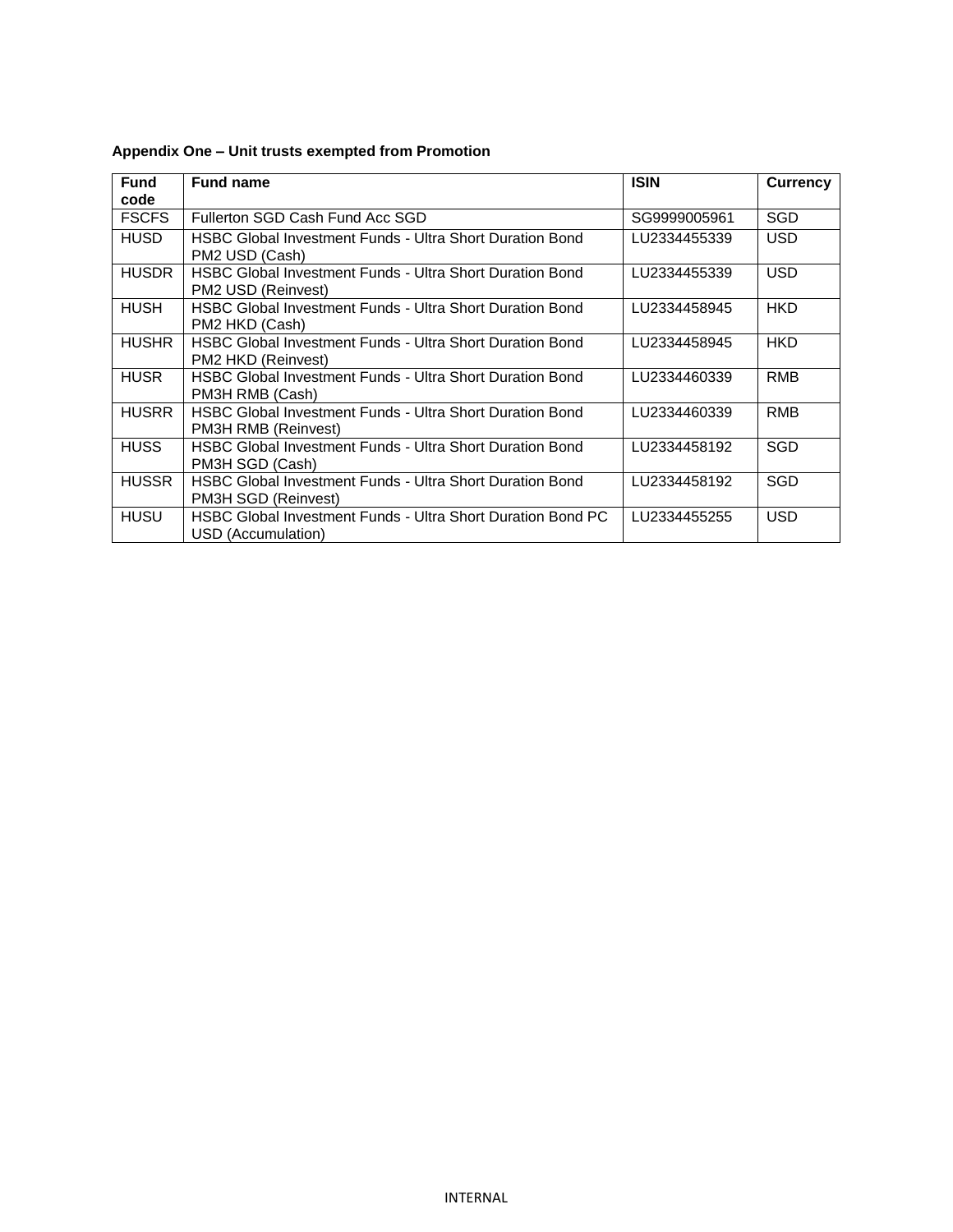**Appendix One – Unit trusts exempted from Promotion**

| Fund code | Fund name | ISIN | Currency |
|---|---|---|---|
| FSCFS | Fullerton SGD Cash Fund Acc SGD | SG9999005961 | SGD |
| HUSD | HSBC Global Investment Funds - Ultra Short Duration Bond PM2 USD (Cash) | LU2334455339 | USD |
| HUSDR | HSBC Global Investment Funds - Ultra Short Duration Bond PM2 USD (Reinvest) | LU2334455339 | USD |
| HUSH | HSBC Global Investment Funds - Ultra Short Duration Bond PM2 HKD (Cash) | LU2334458945 | HKD |
| HUSHR | HSBC Global Investment Funds - Ultra Short Duration Bond PM2 HKD (Reinvest) | LU2334458945 | HKD |
| HUSR | HSBC Global Investment Funds - Ultra Short Duration Bond PM3H RMB (Cash) | LU2334460339 | RMB |
| HUSRR | HSBC Global Investment Funds - Ultra Short Duration Bond PM3H RMB (Reinvest) | LU2334460339 | RMB |
| HUSS | HSBC Global Investment Funds - Ultra Short Duration Bond PM3H SGD (Cash) | LU2334458192 | SGD |
| HUSSR | HSBC Global Investment Funds - Ultra Short Duration Bond PM3H SGD (Reinvest) | LU2334458192 | SGD |
| HUSU | HSBC Global Investment Funds - Ultra Short Duration Bond PC USD (Accumulation) | LU2334455255 | USD |

INTERNAL